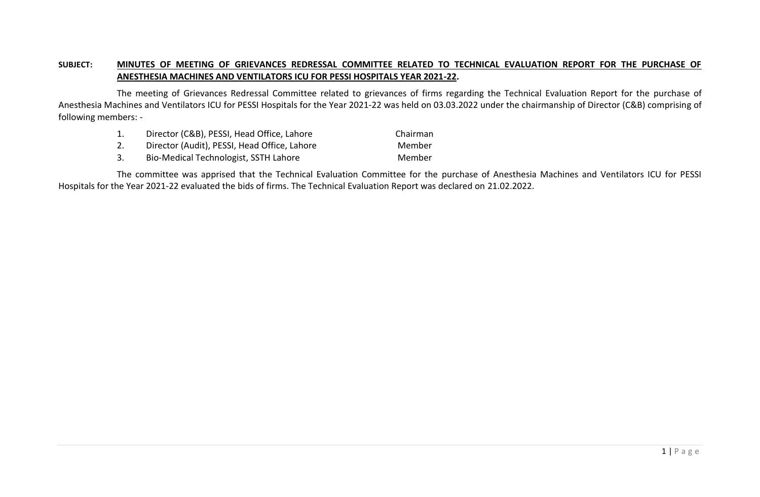**SUBJECT: <u>MINUTES OF MEETING OF GRIEVANCES REDRESSAL COMMITTEE RELATED TO TECHNICAL EVALUATION REPORT FOR THE PURCHASE OF ANESTHESIA MACHINES AND VENTILATORS ICU FOR PESSI HOSPITALS YEAR 2021-22</u>.**

The meeting of Grievances Redressal Committee related to grievances of firms regarding the Technical Evaluation Report for the purchase of Anesthesia Machines and Ventilators ICU for PESSI Hospitals for the Year 2021-22 was held on 03.03.2022 under the chairmanship of Director (C&B) comprising of following members: -

1. Director (C&B), PESSI, Head Office, Lahore — Chairman
2. Director (Audit), PESSI, Head Office, Lahore — Member
3. Bio-Medical Technologist, SSTH Lahore — Member

The committee was apprised that the Technical Evaluation Committee for the purchase of Anesthesia Machines and Ventilators ICU for PESSI Hospitals for the Year 2021-22 evaluated the bids of firms. The Technical Evaluation Report was declared on 21.02.2022.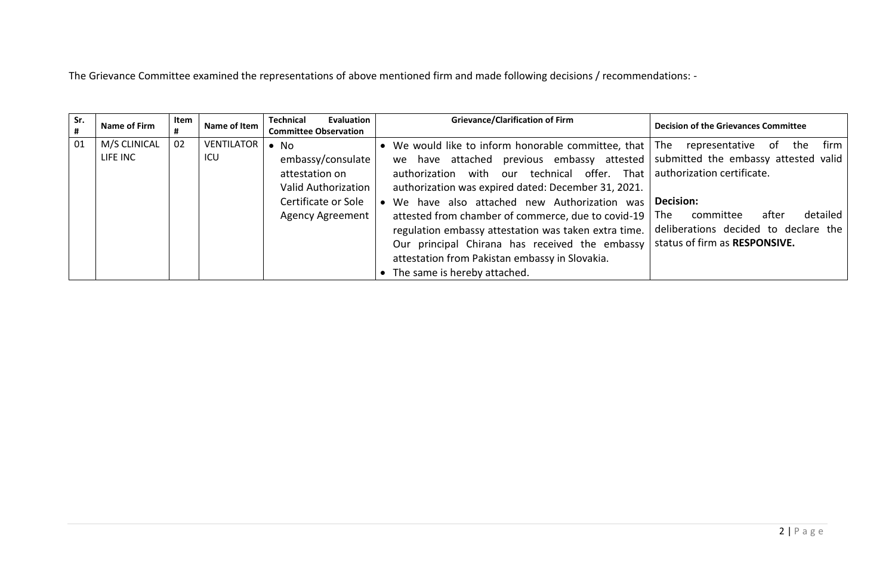The Grievance Committee examined the representations of above mentioned firm and made following decisions / recommendations: -

| Sr. # | Name of Firm | Item # | Name of Item | Technical Evaluation Committee Observation | Grievance/Clarification of Firm | Decision of the Grievances Committee |
|---|---|---|---|---|---|---|
| 01 | M/S CLINICAL LIFE INC | 02 | VENTILATOR ICU | • No embassy/consulate attestation on Valid Authorization Certificate or Sole Agency Agreement | • We would like to inform honorable committee, that we have attached previous embassy attested authorization with our technical offer. That authorization was expired dated: December 31, 2021. <br> • We have also attached new Authorization was attested from chamber of commerce, due to covid-19 regulation embassy attestation was taken extra time. Our principal Chirana has received the embassy attestation from Pakistan embassy in Slovakia. <br> • The same is hereby attached. | The representative of the firm submitted the embassy attested valid authorization certificate. <br><br> **Decision:** <br> The committee after detailed deliberations decided to declare the status of firm as **RESPONSIVE.** |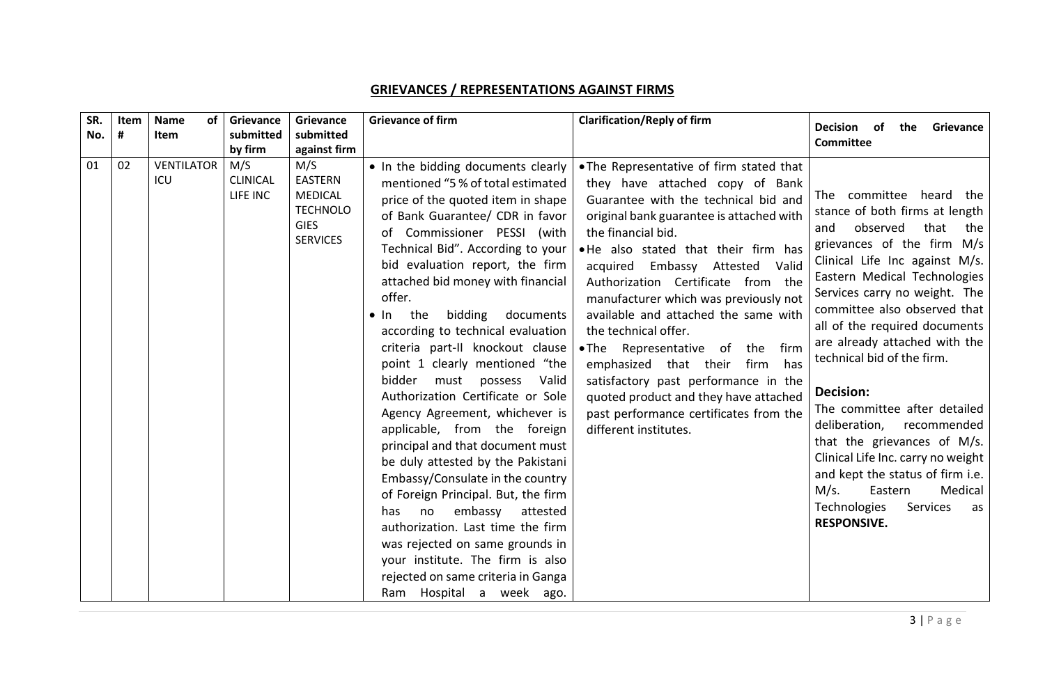## GRIEVANCES / REPRESENTATIONS AGAINST FIRMS

| SR. No. | Item # | Name of Item | Grievance submitted by firm | Grievance submitted against firm | Grievance of firm | Clarification/Reply of firm | Decision of the Grievance Committee |
|---|---|---|---|---|---|---|---|
| 01 | 02 | VENTILATOR ICU | M/S CLINICAL LIFE INC | M/S EASTERN MEDICAL TECHNOLOGIES SERVICES | • In the bidding documents clearly mentioned "5 % of total estimated price of the quoted item in shape of Bank Guarantee/ CDR in favor of Commissioner PESSI (with Technical Bid". According to your bid evaluation report, the firm attached bid money with financial offer.<br>• In the bidding documents according to technical evaluation criteria part-II knockout clause point 1 clearly mentioned "the bidder must possess Valid Authorization Certificate or Sole Agency Agreement, whichever is applicable, from the foreign principal and that document must be duly attested by the Pakistani Embassy/Consulate in the country of Foreign Principal. But, the firm has no embassy attested authorization. Last time the firm was rejected on same grounds in your institute. The firm is also rejected on same criteria in Ganga Ram Hospital a week ago. | • The Representative of firm stated that they have attached copy of Bank Guarantee with the technical bid and original bank guarantee is attached with the financial bid.<br>• He also stated that their firm has acquired Embassy Attested Valid Authorization Certificate from the manufacturer which was previously not available and attached the same with the technical offer.<br>• The Representative of the firm emphasized that their firm has satisfactory past performance in the quoted product and they have attached past performance certificates from the different institutes. | The committee heard the stance of both firms at length and observed that the grievances of the firm M/s Clinical Life Inc against M/s. Eastern Medical Technologies Services carry no weight. The committee also observed that all of the required documents are already attached with the technical bid of the firm.<br><br>**Decision:**<br>The committee after detailed deliberation, recommended that the grievances of M/s. Clinical Life Inc. carry no weight and kept the status of firm i.e. M/s. Eastern Medical Technologies Services as **RESPONSIVE.** |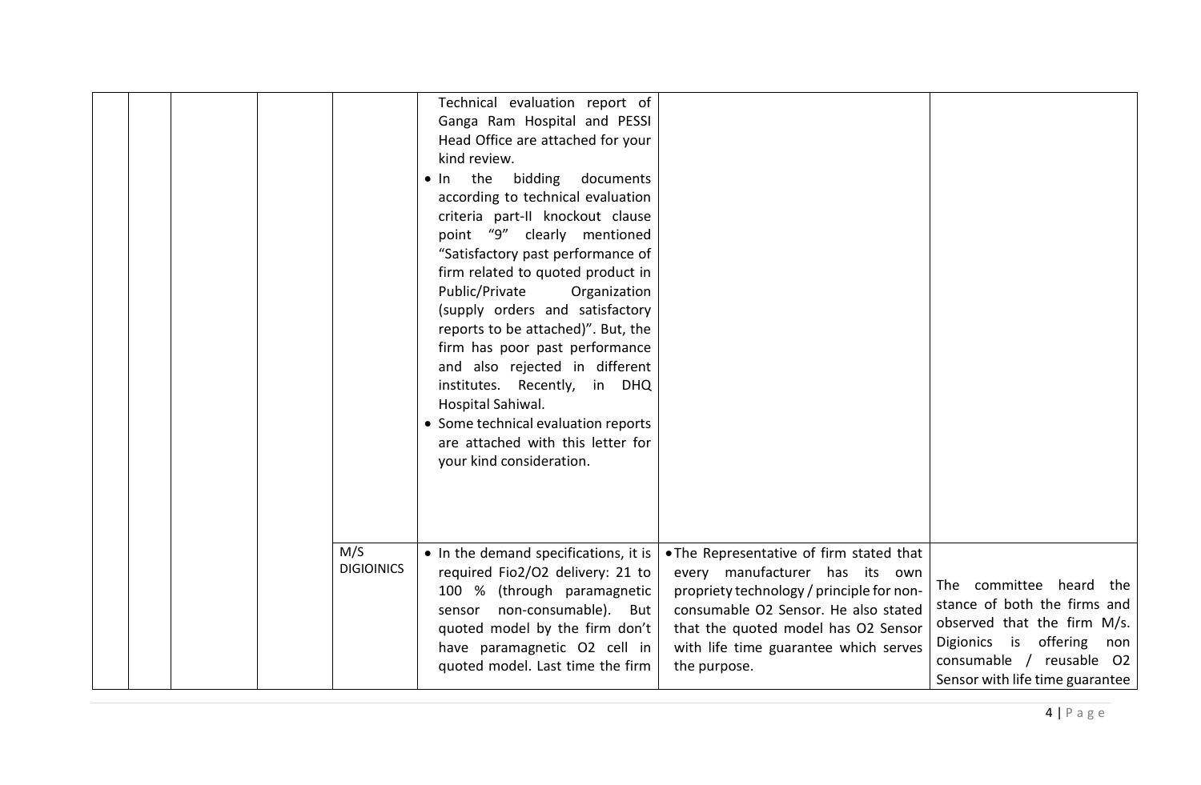|   |   |   |   |   |   |   |   |
|---|---|---|---|---|---|---|---|
|   |   |   |   |   | Technical evaluation report of Ganga Ram Hospital and PESSI Head Office are attached for your kind review.<br>• In the bidding documents according to technical evaluation criteria part-II knockout clause point "9" clearly mentioned "Satisfactory past performance of firm related to quoted product in Public/Private Organization (supply orders and satisfactory reports to be attached)". But, the firm has poor past performance and also rejected in different institutes. Recently, in DHQ Hospital Sahiwal.<br>• Some technical evaluation reports are attached with this letter for your kind consideration. |   |   |
|   |   |   |   | M/S DIGIOINICS | • In the demand specifications, it is required Fio2/O2 delivery: 21 to 100 % (through paramagnetic sensor non-consumable). But quoted model by the firm don't have paramagnetic O2 cell in quoted model. Last time the firm | • The Representative of firm stated that every manufacturer has its own propriety technology / principle for non-consumable O2 Sensor. He also stated that the quoted model has O2 Sensor with life time guarantee which serves the purpose. | The committee heard the stance of both the firms and observed that the firm M/s. Digionics is offering non consumable / reusable O2 Sensor with life time guarantee |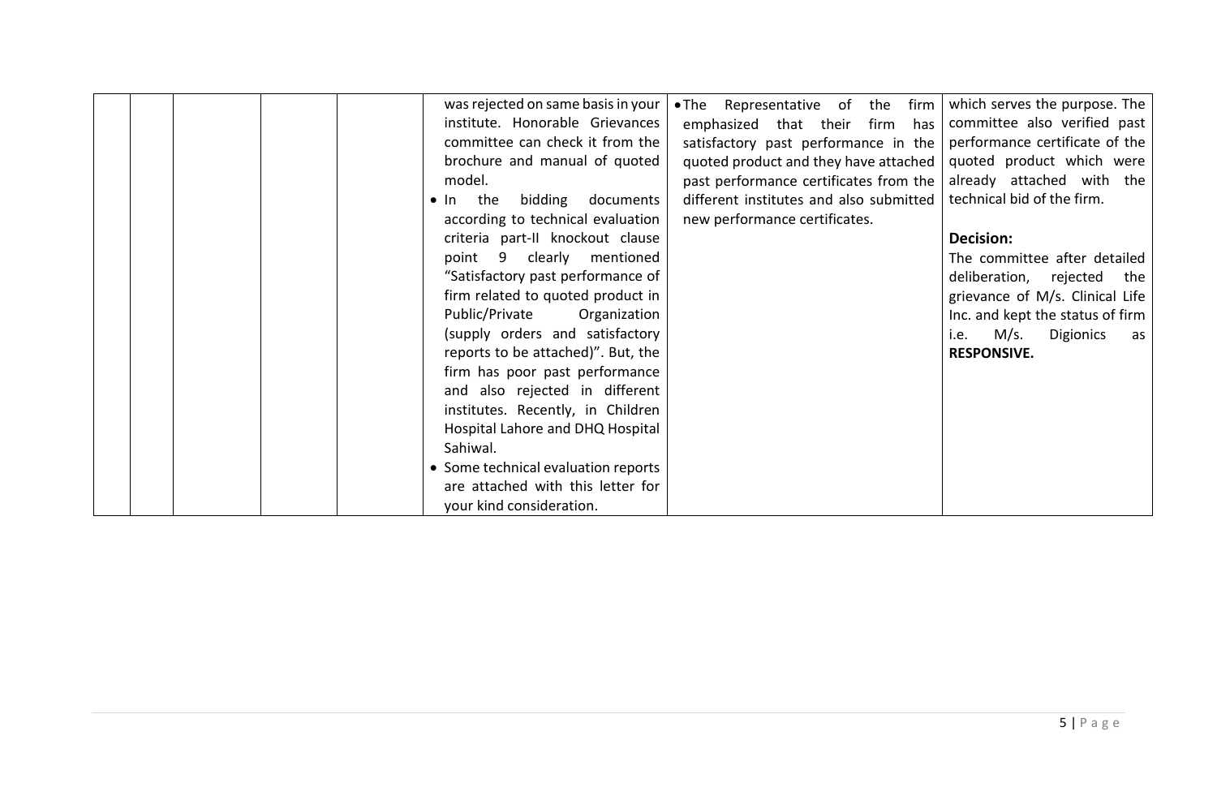| | | | | | | | |
|---|---|---|---|---|---|---|---|
| | | | | | was rejected on same basis in your institute. Honorable Grievances committee can check it from the brochure and manual of quoted model.<br>• In the bidding documents according to technical evaluation criteria part-II knockout clause point 9 clearly mentioned "Satisfactory past performance of firm related to quoted product in Public/Private Organization (supply orders and satisfactory reports to be attached)". But, the firm has poor past performance and also rejected in different institutes. Recently, in Children Hospital Lahore and DHQ Hospital Sahiwal.<br>• Some technical evaluation reports are attached with this letter for your kind consideration. | • The Representative of the firm emphasized that their firm has satisfactory past performance in the quoted product and they have attached past performance certificates from the different institutes and also submitted new performance certificates. | which serves the purpose. The committee also verified past performance certificate of the quoted product which were already attached with the technical bid of the firm.<br><br>**Decision:**<br>The committee after detailed deliberation, rejected the grievance of M/s. Clinical Life Inc. and kept the status of firm i.e. M/s. Digionics as **RESPONSIVE.** |